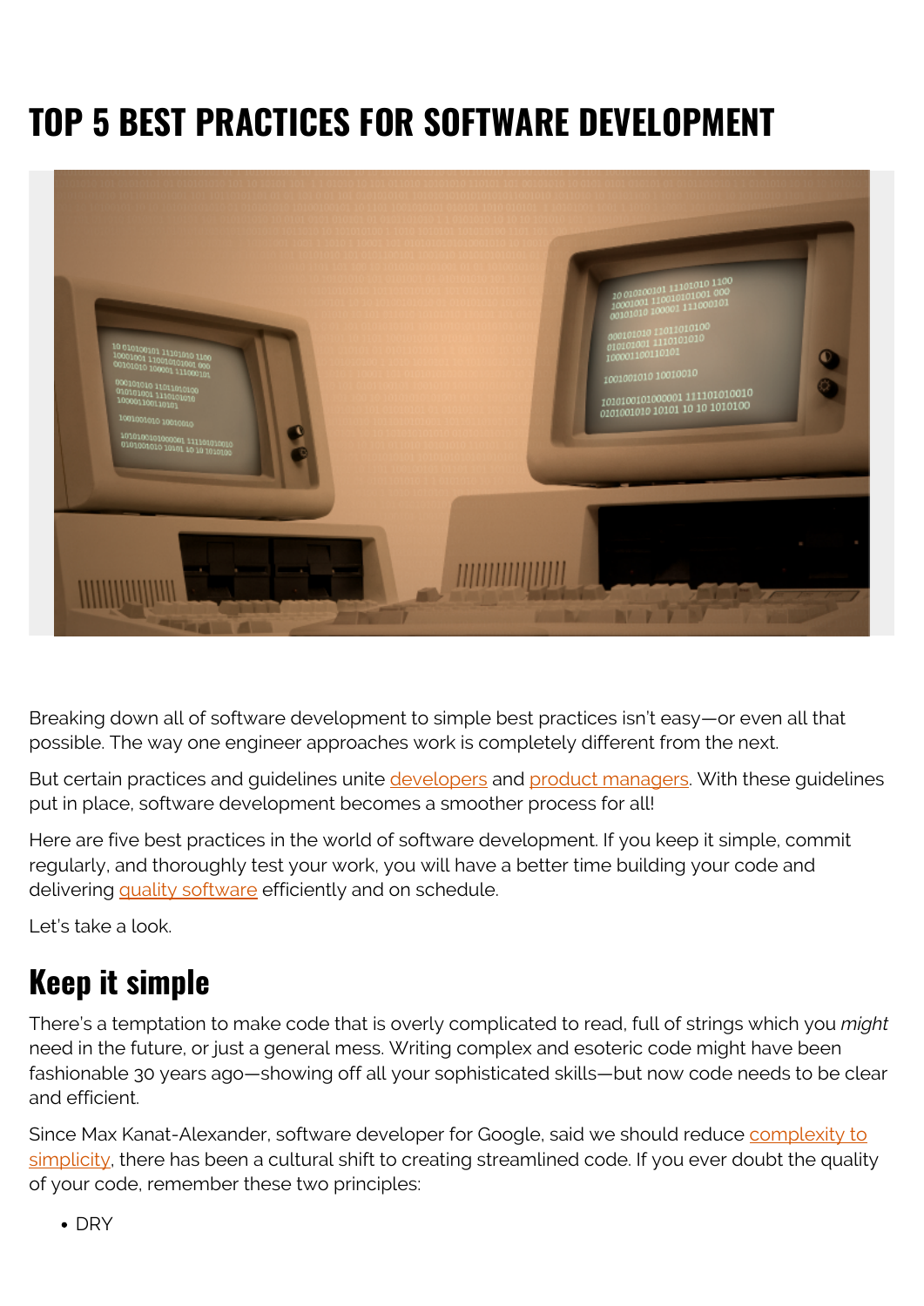# TOP 5 BEST PRACTICES FOR SOFTWARE DEVELOPMENT

Breaking down all of software development to simple best practices isn't easy—or even all that possible. The way one engineer approaches work is completely different from the next.

But certain practices and guidelines unite developers and product managers. With these guidelines put in place, software development becomes a smoother process for all!

Here are five best practices in the world of software development. If you keep it simple, commit regularly, and thoroughly test your work, you will have a better time building your code and delivering quality software efficiently and on schedule.

Let's take a look.

## Keep it simple

There's a temptation to make code that is overly complicated to read, full of strings which you *might* need in the future, or just a general mess. Writing complex and esoteric code might have been fashionable 30 years ago—showing off all your sophisticated skills—but now code needs to be clear and efficient.

Since Max Kanat-Alexander, software developer for Google, said we should reduce complexity to simplicity, there has been a cultural shift to creating streamlined code. If you ever doubt the quality of your code, remember these two principles:

- DRY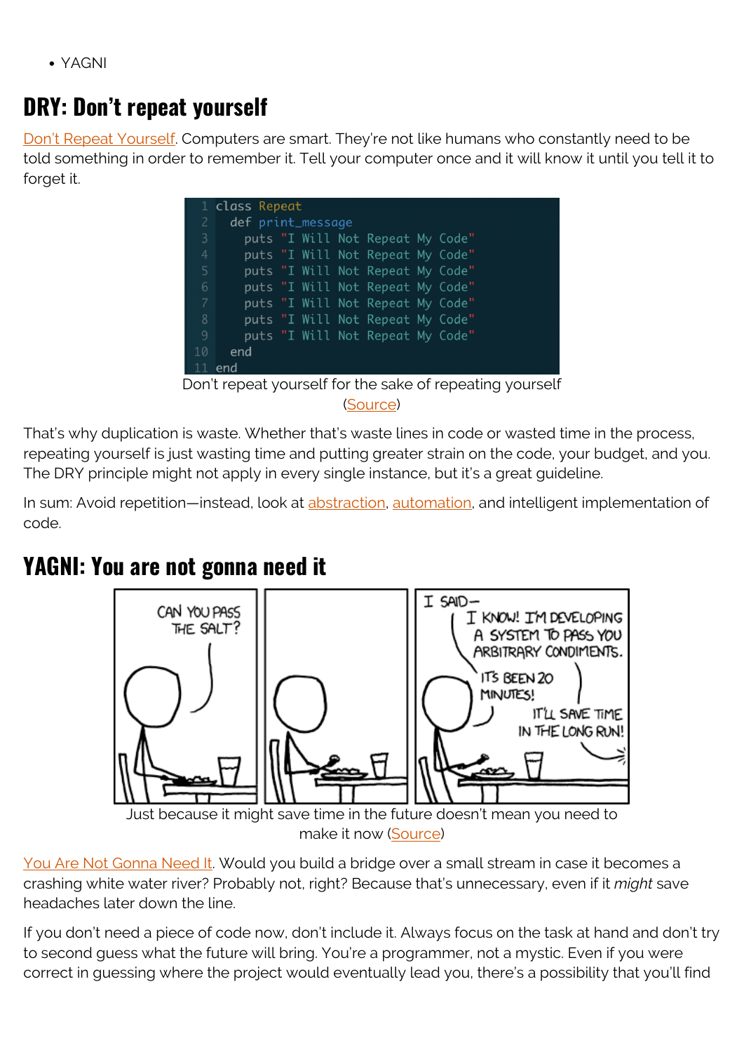- YAGNI

## DRY: Don't repeat yourself

Don't Repeat Yourself. Computers are smart. They're not like humans who constantly need to be told something in order to remember it. Tell your computer once and it will know it until you tell it to forget it.

```
class Repeat
  def print_message
    puts "I Will Not Repeat My Code"
    puts "I Will Not Repeat My Code"
    puts "I Will Not Repeat My Code"
    puts "I Will Not Repeat My Code"
    puts "I Will Not Repeat My Code"
    puts "I Will Not Repeat My Code"
    puts "I Will Not Repeat My Code"
  end
end
```

Don't repeat yourself for the sake of repeating yourself (Source)

That's why duplication is waste. Whether that's waste lines in code or wasted time in the process, repeating yourself is just wasting time and putting greater strain on the code, your budget, and you. The DRY principle might not apply in every single instance, but it's a great guideline.

In sum: Avoid repetition—instead, look at abstraction, automation, and intelligent implementation of code.

## YAGNI: You are not gonna need it

Just because it might save time in the future doesn't mean you need to make it now (Source)

You Are Not Gonna Need It. Would you build a bridge over a small stream in case it becomes a crashing white water river? Probably not, right? Because that's unnecessary, even if it *might* save headaches later down the line.

If you don't need a piece of code now, don't include it. Always focus on the task at hand and don't try to second guess what the future will bring. You're a programmer, not a mystic. Even if you were correct in guessing where the project would eventually lead you, there's a possibility that you'll find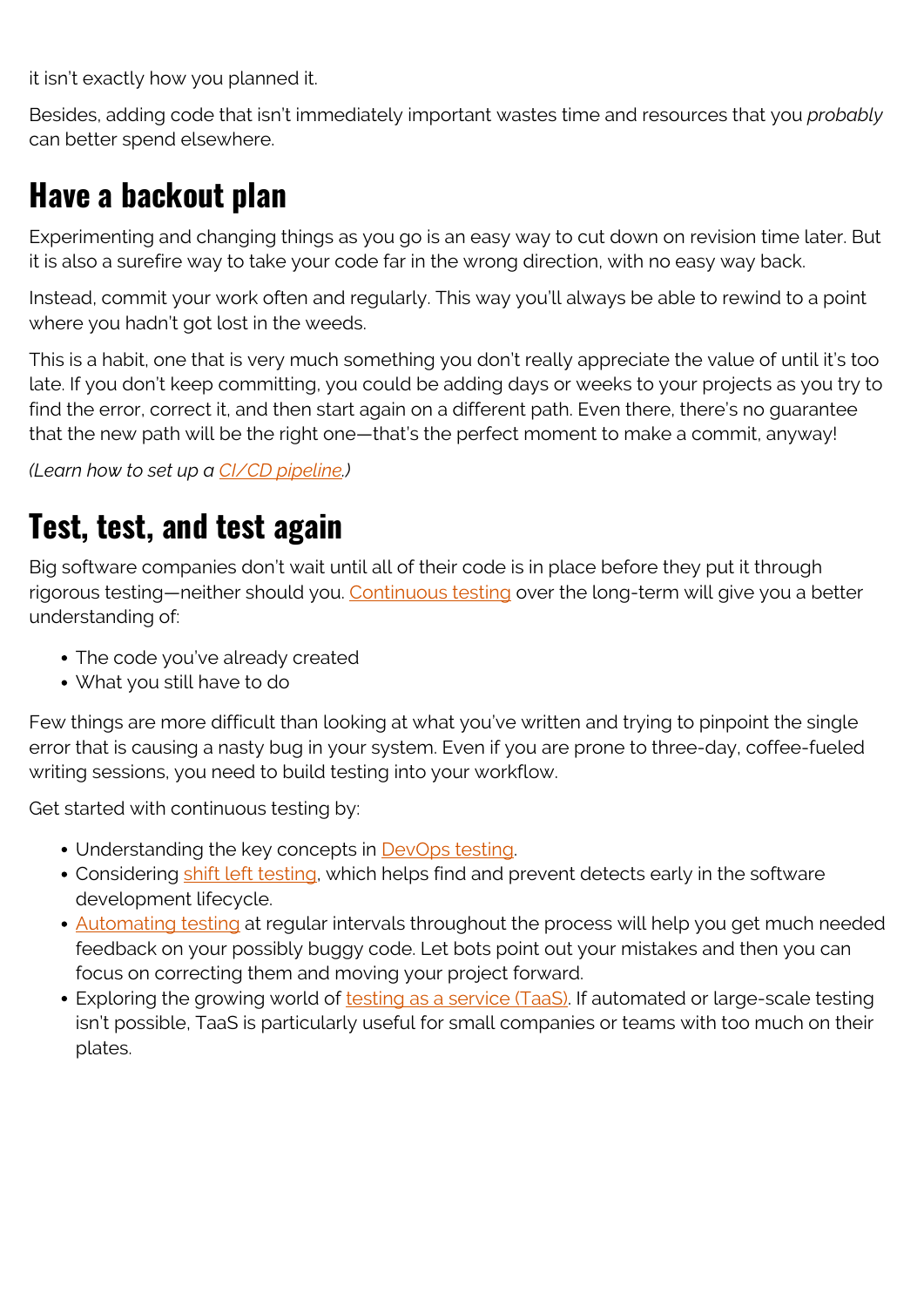it isn't exactly how you planned it.

Besides, adding code that isn't immediately important wastes time and resources that you *probably* can better spend elsewhere.

## Have a backout plan

Experimenting and changing things as you go is an easy way to cut down on revision time later. But it is also a surefire way to take your code far in the wrong direction, with no easy way back.

Instead, commit your work often and regularly. This way you'll always be able to rewind to a point where you hadn't got lost in the weeds.

This is a habit, one that is very much something you don't really appreciate the value of until it's too late. If you don't keep committing, you could be adding days or weeks to your projects as you try to find the error, correct it, and then start again on a different path. Even there, there's no guarantee that the new path will be the right one—that's the perfect moment to make a commit, anyway!

*(Learn how to set up a CI/CD pipeline.)*

## Test, test, and test again

Big software companies don't wait until all of their code is in place before they put it through rigorous testing—neither should you. Continuous testing over the long-term will give you a better understanding of:

- The code you've already created
- What you still have to do

Few things are more difficult than looking at what you've written and trying to pinpoint the single error that is causing a nasty bug in your system. Even if you are prone to three-day, coffee-fueled writing sessions, you need to build testing into your workflow.

Get started with continuous testing by:

- Understanding the key concepts in DevOps testing.
- Considering shift left testing, which helps find and prevent detects early in the software development lifecycle.
- Automating testing at regular intervals throughout the process will help you get much needed feedback on your possibly buggy code. Let bots point out your mistakes and then you can focus on correcting them and moving your project forward.
- Exploring the growing world of testing as a service (TaaS). If automated or large-scale testing isn't possible, TaaS is particularly useful for small companies or teams with too much on their plates.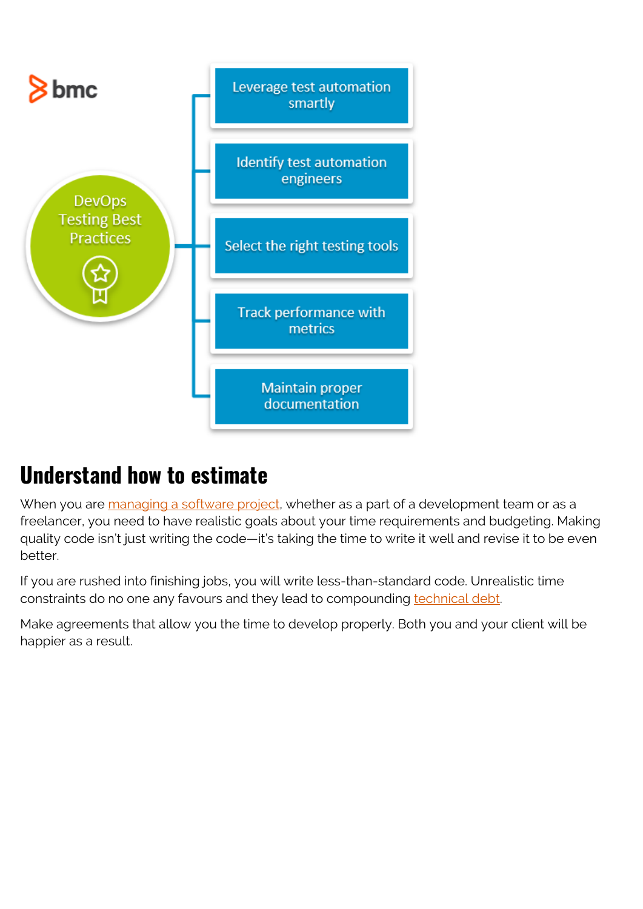DevOps Testing Best Practices

- Leverage test automation smartly
- Identify test automation engineers
- Select the right testing tools
- Track performance with metrics
- Maintain proper documentation

## Understand how to estimate

When you are managing a software project, whether as a part of a development team or as a freelancer, you need to have realistic goals about your time requirements and budgeting. Making quality code isn't just writing the code—it's taking the time to write it well and revise it to be even better.

If you are rushed into finishing jobs, you will write less-than-standard code. Unrealistic time constraints do no one any favours and they lead to compounding technical debt.

Make agreements that allow you the time to develop properly. Both you and your client will be happier as a result.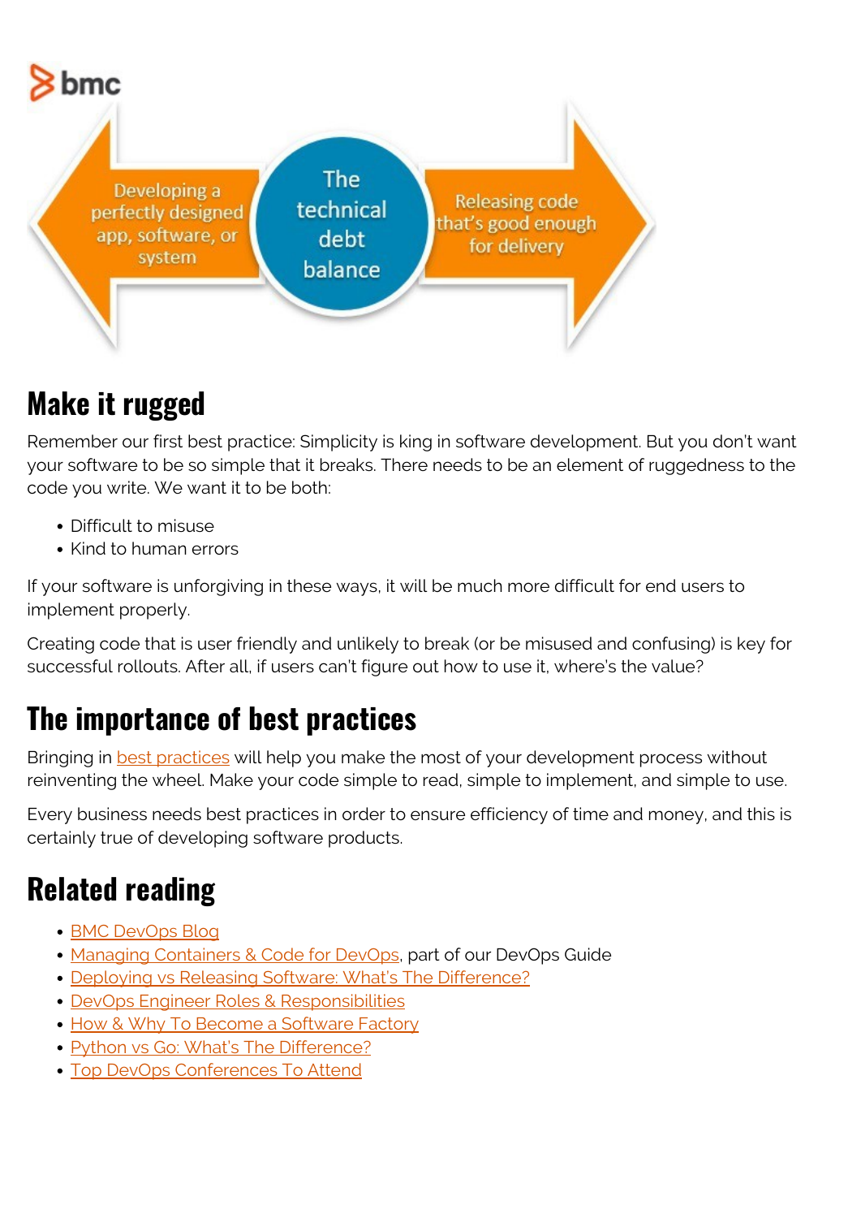bmc

Developing a perfectly designed app, software, or system

The technical debt balance

Releasing code that's good enough for delivery

## Make it rugged

Remember our first best practice: Simplicity is king in software development. But you don't want your software to be so simple that it breaks. There needs to be an element of ruggedness to the code you write. We want it to be both:

- Difficult to misuse
- Kind to human errors

If your software is unforgiving in these ways, it will be much more difficult for end users to implement properly.

Creating code that is user friendly and unlikely to break (or be misused and confusing) is key for successful rollouts. After all, if users can't figure out how to use it, where's the value?

## The importance of best practices

Bringing in best practices will help you make the most of your development process without reinventing the wheel. Make your code simple to read, simple to implement, and simple to use.

Every business needs best practices in order to ensure efficiency of time and money, and this is certainly true of developing software products.

## Related reading

- BMC DevOps Blog
- Managing Containers & Code for DevOps, part of our DevOps Guide
- Deploying vs Releasing Software: What's The Difference?
- DevOps Engineer Roles & Responsibilities
- How & Why To Become a Software Factory
- Python vs Go: What's The Difference?
- Top DevOps Conferences To Attend